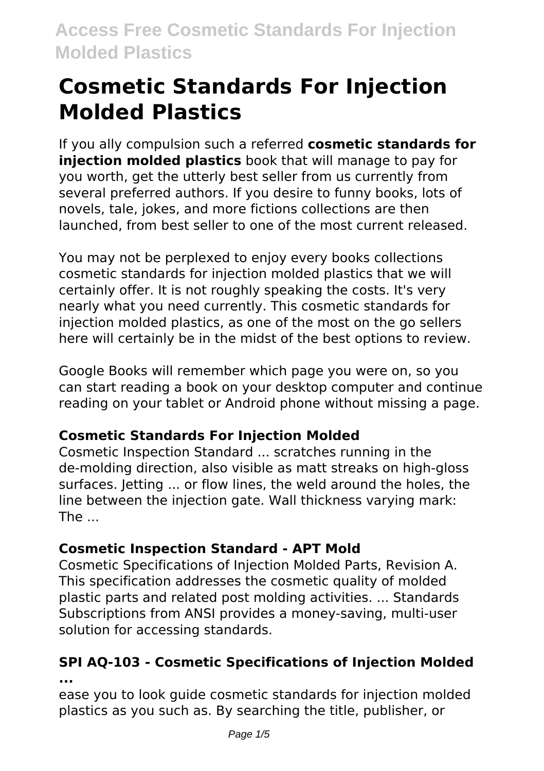# Cosmetic Standards For Injection Molded Plastics

If you ally compulsion such a referred **cosmetic standards for injection molded plastics** book that will manage to pay for you worth, get the utterly best seller from us currently from several preferred authors. If you desire to funny books, lots of novels, tale, jokes, and more fictions collections are then launched, from best seller to one of the most current released.

You may not be perplexed to enjoy every books collections cosmetic standards for injection molded plastics that we will certainly offer. It is not roughly speaking the costs. It's very nearly what you need currently. This cosmetic standards for injection molded plastics, as one of the most on the go sellers here will certainly be in the midst of the best options to review.

Google Books will remember which page you were on, so you can start reading a book on your desktop computer and continue reading on your tablet or Android phone without missing a page.

### Cosmetic Standards For Injection Molded

Cosmetic Inspection Standard ... scratches running in the de-molding direction, also visible as matt streaks on high-gloss surfaces. Jetting ... or flow lines, the weld around the holes, the line between the injection gate. Wall thickness varying mark: The ...

### Cosmetic Inspection Standard - APT Mold

Cosmetic Specifications of Injection Molded Parts, Revision A. This specification addresses the cosmetic quality of molded plastic parts and related post molding activities. ... Standards Subscriptions from ANSI provides a money-saving, multi-user solution for accessing standards.

### SPI AQ-103 - Cosmetic Specifications of Injection Molded ...

ease you to look guide cosmetic standards for injection molded plastics as you such as. By searching the title, publisher, or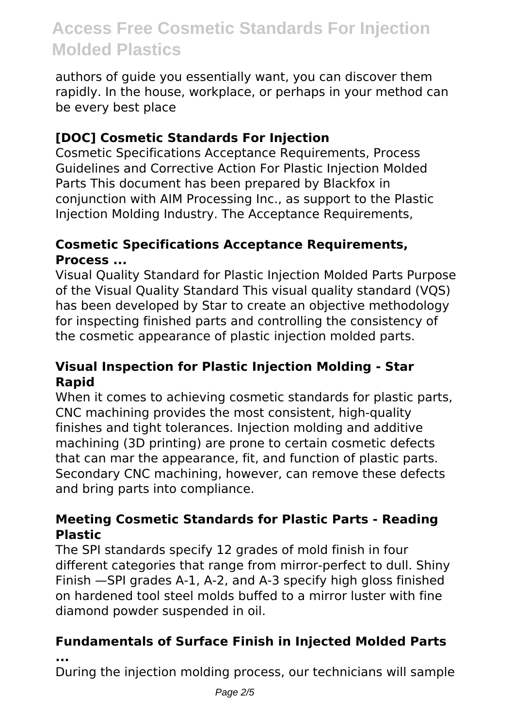authors of guide you essentially want, you can discover them rapidly. In the house, workplace, or perhaps in your method can be every best place

### [DOC] Cosmetic Standards For Injection

Cosmetic Specifications Acceptance Requirements, Process Guidelines and Corrective Action For Plastic Injection Molded Parts This document has been prepared by Blackfox in conjunction with AIM Processing Inc., as support to the Plastic Injection Molding Industry. The Acceptance Requirements,

### Cosmetic Specifications Acceptance Requirements, Process ...

Visual Quality Standard for Plastic Injection Molded Parts Purpose of the Visual Quality Standard This visual quality standard (VQS) has been developed by Star to create an objective methodology for inspecting finished parts and controlling the consistency of the cosmetic appearance of plastic injection molded parts.

### Visual Inspection for Plastic Injection Molding - Star Rapid

When it comes to achieving cosmetic standards for plastic parts, CNC machining provides the most consistent, high-quality finishes and tight tolerances. Injection molding and additive machining (3D printing) are prone to certain cosmetic defects that can mar the appearance, fit, and function of plastic parts. Secondary CNC machining, however, can remove these defects and bring parts into compliance.

### Meeting Cosmetic Standards for Plastic Parts - Reading Plastic

The SPI standards specify 12 grades of mold finish in four different categories that range from mirror-perfect to dull. Shiny Finish —SPI grades A-1, A-2, and A-3 specify high gloss finished on hardened tool steel molds buffed to a mirror luster with fine diamond powder suspended in oil.

### Fundamentals of Surface Finish in Injected Molded Parts ...

During the injection molding process, our technicians will sample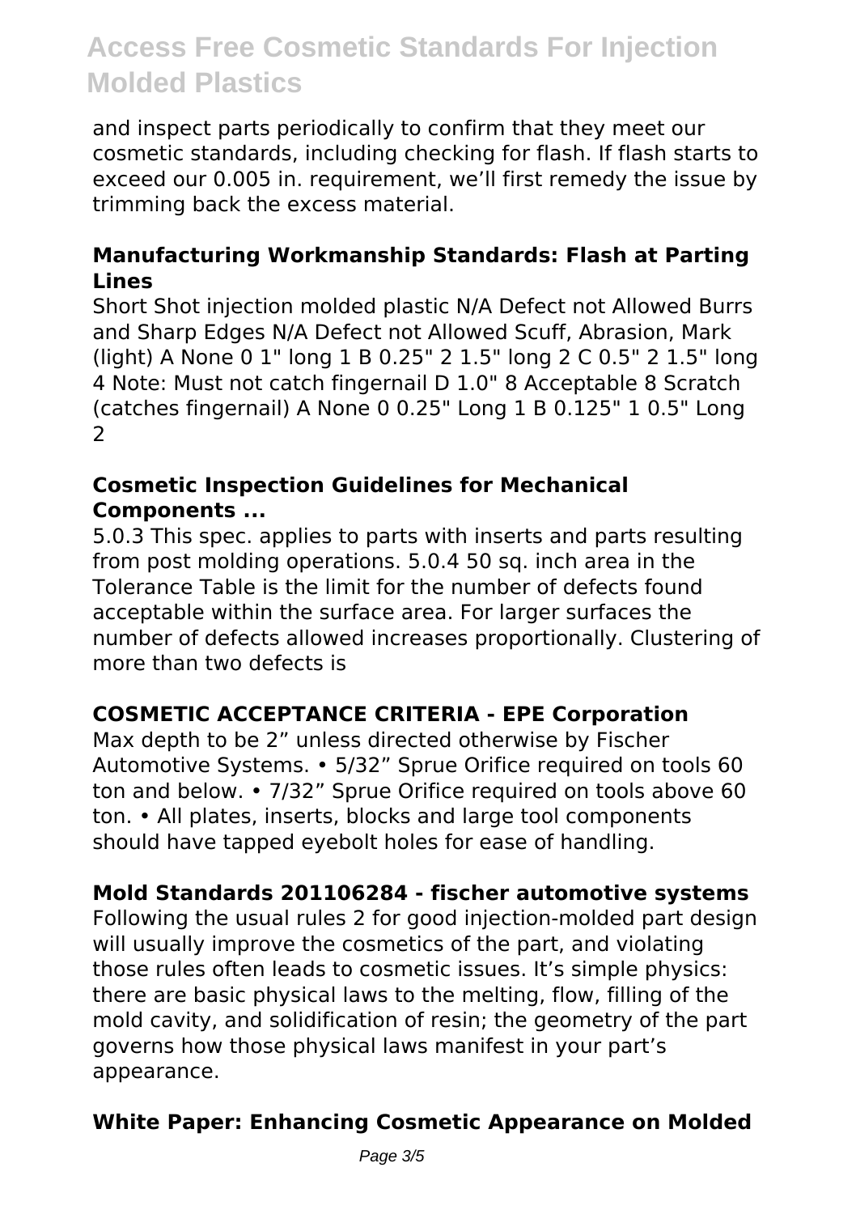and inspect parts periodically to confirm that they meet our cosmetic standards, including checking for flash. If flash starts to exceed our 0.005 in. requirement, we'll first remedy the issue by trimming back the excess material.

### Manufacturing Workmanship Standards: Flash at Parting Lines

Short Shot injection molded plastic N/A Defect not Allowed Burrs and Sharp Edges N/A Defect not Allowed Scuff, Abrasion, Mark (light) A None 0 1" long 1 B 0.25" 2 1.5" long 2 C 0.5" 2 1.5" long 4 Note: Must not catch fingernail D 1.0" 8 Acceptable 8 Scratch (catches fingernail) A None 0 0.25" Long 1 B 0.125" 1 0.5" Long 2

### Cosmetic Inspection Guidelines for Mechanical Components ...

5.0.3 This spec. applies to parts with inserts and parts resulting from post molding operations. 5.0.4 50 sq. inch area in the Tolerance Table is the limit for the number of defects found acceptable within the surface area. For larger surfaces the number of defects allowed increases proportionally. Clustering of more than two defects is

### COSMETIC ACCEPTANCE CRITERIA - EPE Corporation

Max depth to be 2" unless directed otherwise by Fischer Automotive Systems. • 5/32" Sprue Orifice required on tools 60 ton and below. • 7/32" Sprue Orifice required on tools above 60 ton. • All plates, inserts, blocks and large tool components should have tapped eyebolt holes for ease of handling.

### Mold Standards 201106284 - fischer automotive systems

Following the usual rules 2 for good injection-molded part design will usually improve the cosmetics of the part, and violating those rules often leads to cosmetic issues. It's simple physics: there are basic physical laws to the melting, flow, filling of the mold cavity, and solidification of resin; the geometry of the part governs how those physical laws manifest in your part's appearance.

### White Paper: Enhancing Cosmetic Appearance on Molded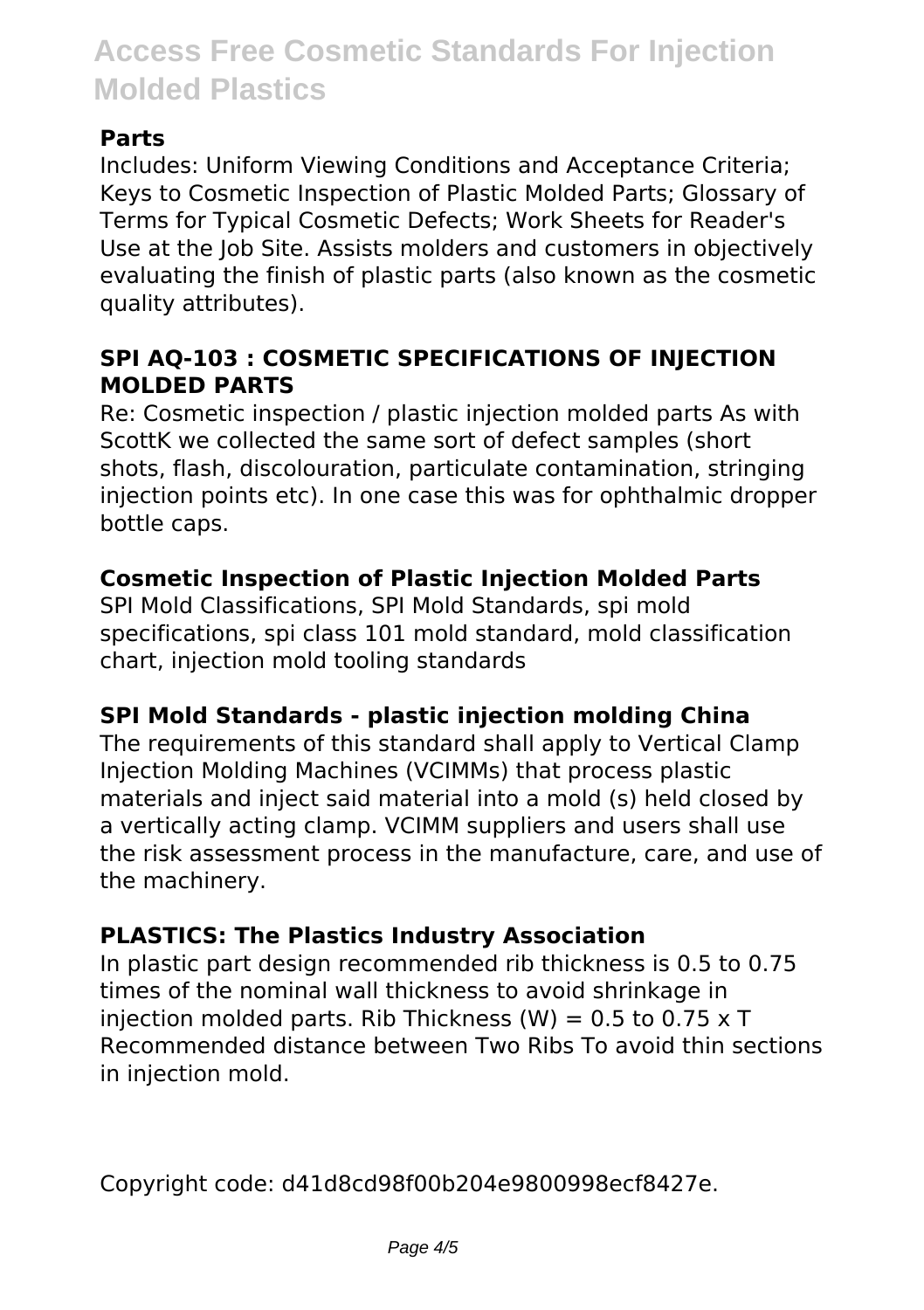### Parts

Includes: Uniform Viewing Conditions and Acceptance Criteria; Keys to Cosmetic Inspection of Plastic Molded Parts; Glossary of Terms for Typical Cosmetic Defects; Work Sheets for Reader's Use at the Job Site. Assists molders and customers in objectively evaluating the finish of plastic parts (also known as the cosmetic quality attributes).

### SPI AQ-103 : COSMETIC SPECIFICATIONS OF INJECTION MOLDED PARTS

Re: Cosmetic inspection / plastic injection molded parts As with ScottK we collected the same sort of defect samples (short shots, flash, discolouration, particulate contamination, stringing injection points etc). In one case this was for ophthalmic dropper bottle caps.

### Cosmetic Inspection of Plastic Injection Molded Parts

SPI Mold Classifications, SPI Mold Standards, spi mold specifications, spi class 101 mold standard, mold classification chart, injection mold tooling standards

### SPI Mold Standards - plastic injection molding China

The requirements of this standard shall apply to Vertical Clamp Injection Molding Machines (VCIMMs) that process plastic materials and inject said material into a mold (s) held closed by a vertically acting clamp. VCIMM suppliers and users shall use the risk assessment process in the manufacture, care, and use of the machinery.

### PLASTICS: The Plastics Industry Association

In plastic part design recommended rib thickness is 0.5 to 0.75 times of the nominal wall thickness to avoid shrinkage in injection molded parts. Rib Thickness (W) = 0.5 to 0.75 x T Recommended distance between Two Ribs To avoid thin sections in injection mold.

Copyright code: d41d8cd98f00b204e9800998ecf8427e.